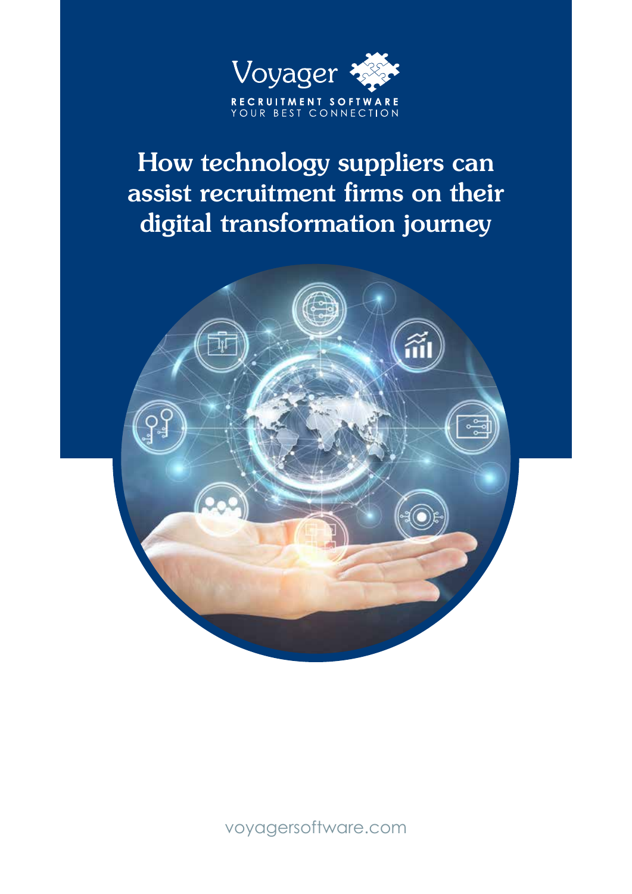Voyager

RECRUITMENT SOFTWARE
YOUR BEST CONNECTION

# How technology suppliers can assist recruitment firms on their digital transformation journey

voyagersoftware.com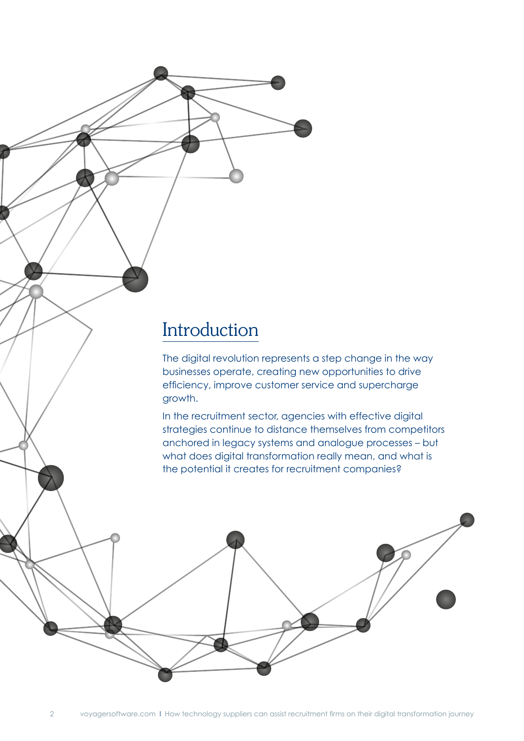# Introduction

The digital revolution represents a step change in the way businesses operate, creating new opportunities to drive efficiency, improve customer service and supercharge growth.

In the recruitment sector, agencies with effective digital strategies continue to distance themselves from competitors anchored in legacy systems and analogue processes – but what does digital transformation really mean, and what is the potential it creates for recruitment companies?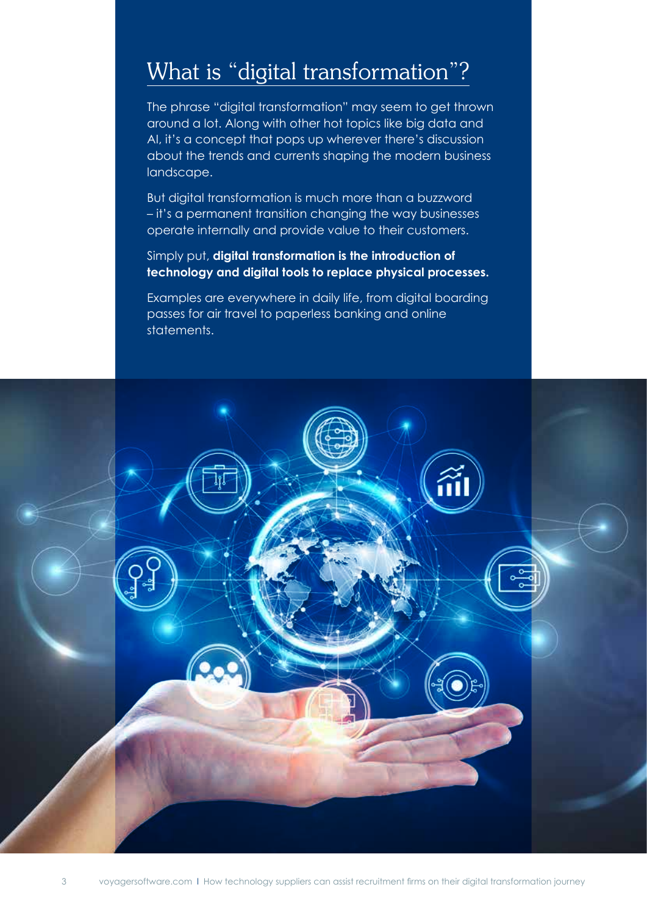# What is "digital transformation"?

The phrase "digital transformation" may seem to get thrown around a lot. Along with other hot topics like big data and AI, it's a concept that pops up wherever there's discussion about the trends and currents shaping the modern business landscape.

But digital transformation is much more than a buzzword – it's a permanent transition changing the way businesses operate internally and provide value to their customers.

Simply put, **digital transformation is the introduction of technology and digital tools to replace physical processes.**

Examples are everywhere in daily life, from digital boarding passes for air travel to paperless banking and online statements.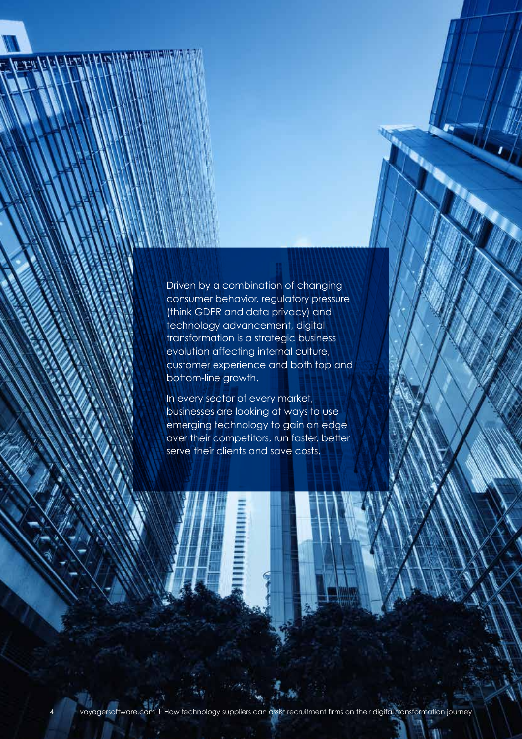Driven by a combination of changing consumer behavior, regulatory pressure (think GDPR and data privacy) and technology advancement, digital transformation is a strategic business evolution affecting internal culture, customer experience and both top and bottom-line growth.

In every sector of every market, businesses are looking at ways to use emerging technology to gain an edge over their competitors, run faster, better serve their clients and save costs.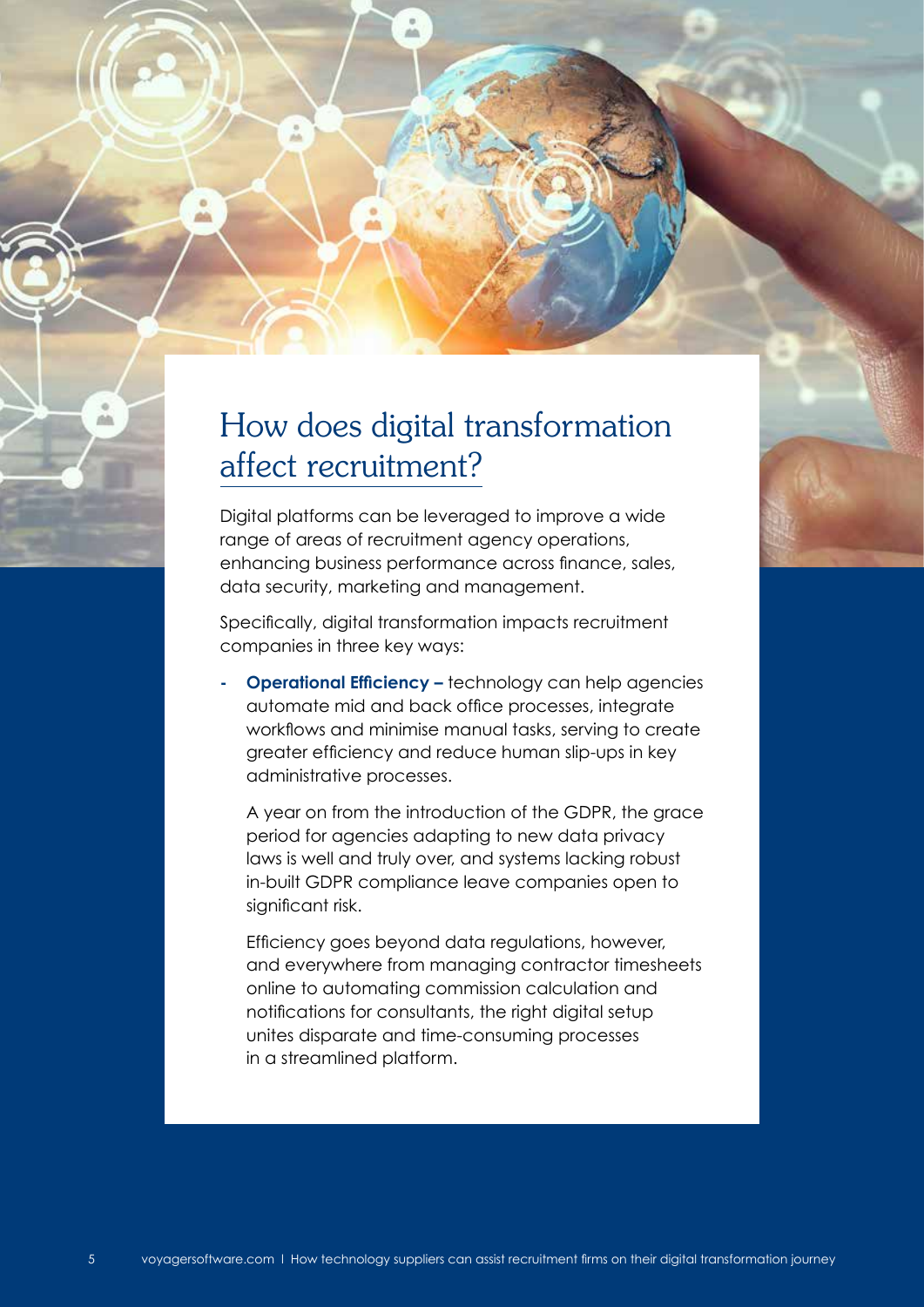# How does digital transformation affect recruitment?

Digital platforms can be leveraged to improve a wide range of areas of recruitment agency operations, enhancing business performance across finance, sales, data security, marketing and management.

Specifically, digital transformation impacts recruitment companies in three key ways:

- **Operational Efficiency –** technology can help agencies automate mid and back office processes, integrate workflows and minimise manual tasks, serving to create greater efficiency and reduce human slip-ups in key administrative processes.

  A year on from the introduction of the GDPR, the grace period for agencies adapting to new data privacy laws is well and truly over, and systems lacking robust in-built GDPR compliance leave companies open to significant risk.

  Efficiency goes beyond data regulations, however, and everywhere from managing contractor timesheets online to automating commission calculation and notifications for consultants, the right digital setup unites disparate and time-consuming processes in a streamlined platform.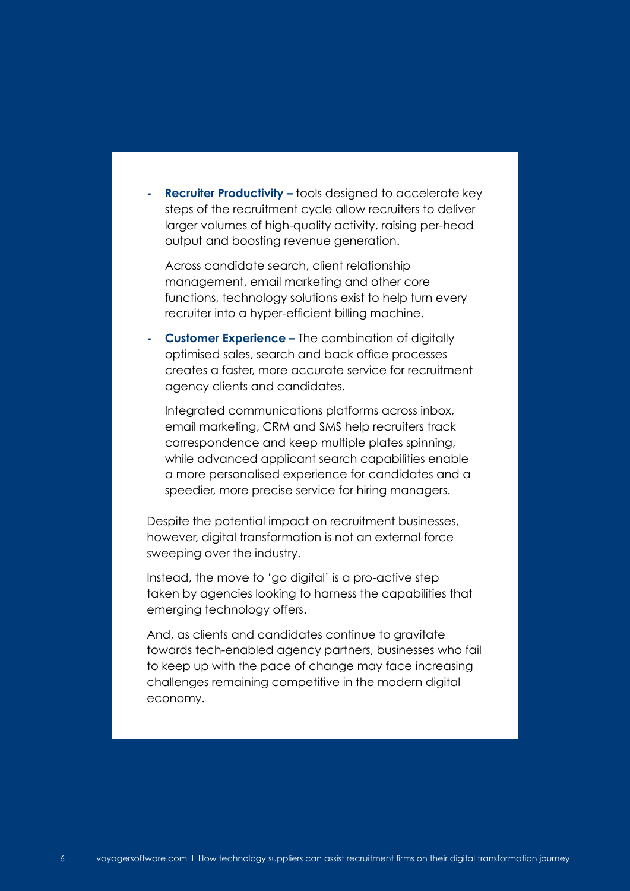- **Recruiter Productivity –** tools designed to accelerate key steps of the recruitment cycle allow recruiters to deliver larger volumes of high-quality activity, raising per-head output and boosting revenue generation.

  Across candidate search, client relationship management, email marketing and other core functions, technology solutions exist to help turn every recruiter into a hyper-efficient billing machine.

- **Customer Experience –** The combination of digitally optimised sales, search and back office processes creates a faster, more accurate service for recruitment agency clients and candidates.

  Integrated communications platforms across inbox, email marketing, CRM and SMS help recruiters track correspondence and keep multiple plates spinning, while advanced applicant search capabilities enable a more personalised experience for candidates and a speedier, more precise service for hiring managers.

Despite the potential impact on recruitment businesses, however, digital transformation is not an external force sweeping over the industry.

Instead, the move to 'go digital' is a pro-active step taken by agencies looking to harness the capabilities that emerging technology offers.

And, as clients and candidates continue to gravitate towards tech-enabled agency partners, businesses who fail to keep up with the pace of change may face increasing challenges remaining competitive in the modern digital economy.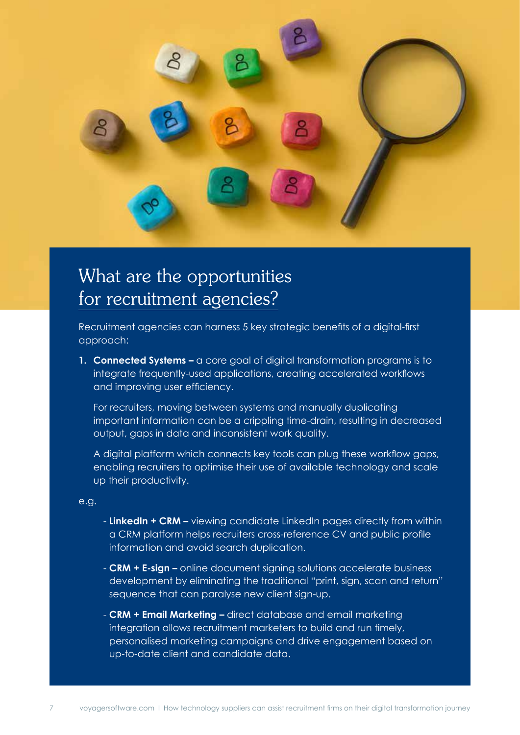# What are the opportunities for recruitment agencies?

Recruitment agencies can harness 5 key strategic benefits of a digital-first approach:

1. **Connected Systems –** a core goal of digital transformation programs is to integrate frequently-used applications, creating accelerated workflows and improving user efficiency.

   For recruiters, moving between systems and manually duplicating important information can be a crippling time-drain, resulting in decreased output, gaps in data and inconsistent work quality.

   A digital platform which connects key tools can plug these workflow gaps, enabling recruiters to optimise their use of available technology and scale up their productivity.

e.g.

- **LinkedIn + CRM –** viewing candidate LinkedIn pages directly from within a CRM platform helps recruiters cross-reference CV and public profile information and avoid search duplication.
- **CRM + E-sign –** online document signing solutions accelerate business development by eliminating the traditional "print, sign, scan and return" sequence that can paralyse new client sign-up.
- **CRM + Email Marketing –** direct database and email marketing integration allows recruitment marketers to build and run timely, personalised marketing campaigns and drive engagement based on up-to-date client and candidate data.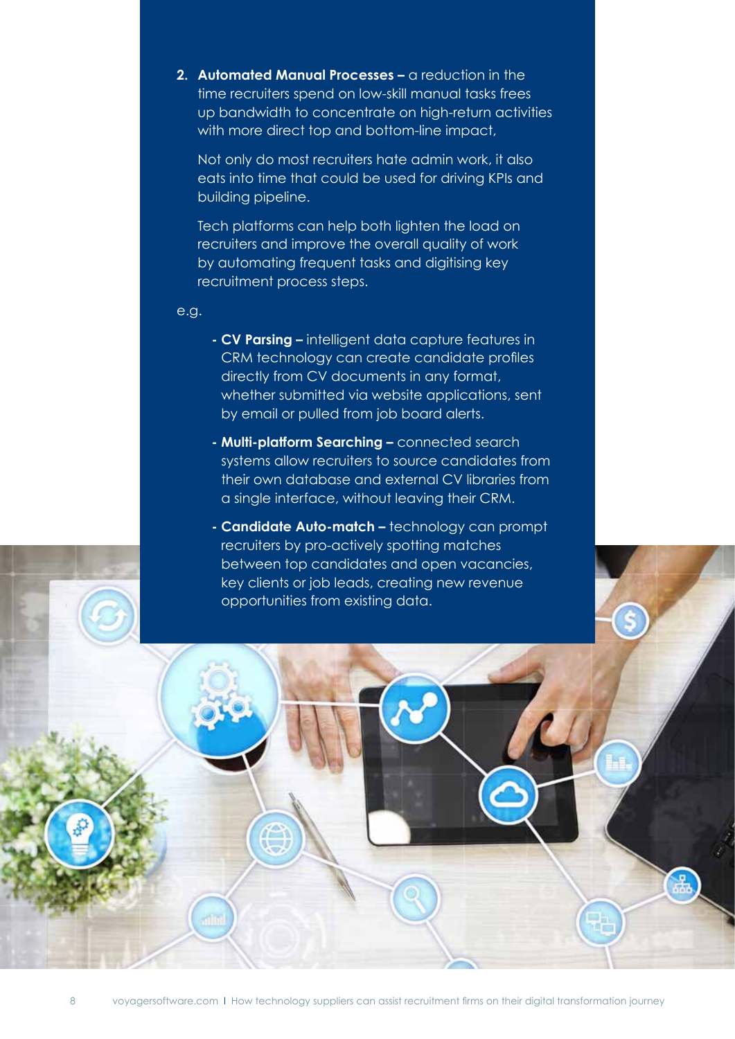2. **Automated Manual Processes –** a reduction in the time recruiters spend on low-skill manual tasks frees up bandwidth to concentrate on high-return activities with more direct top and bottom-line impact,

   Not only do most recruiters hate admin work, it also eats into time that could be used for driving KPIs and building pipeline.

   Tech platforms can help both lighten the load on recruiters and improve the overall quality of work by automating frequent tasks and digitising key recruitment process steps.

e.g.

- **CV Parsing –** intelligent data capture features in CRM technology can create candidate profiles directly from CV documents in any format, whether submitted via website applications, sent by email or pulled from job board alerts.
- **Multi-platform Searching –** connected search systems allow recruiters to source candidates from their own database and external CV libraries from a single interface, without leaving their CRM.
- **Candidate Auto-match –** technology can prompt recruiters by pro-actively spotting matches between top candidates and open vacancies, key clients or job leads, creating new revenue opportunities from existing data.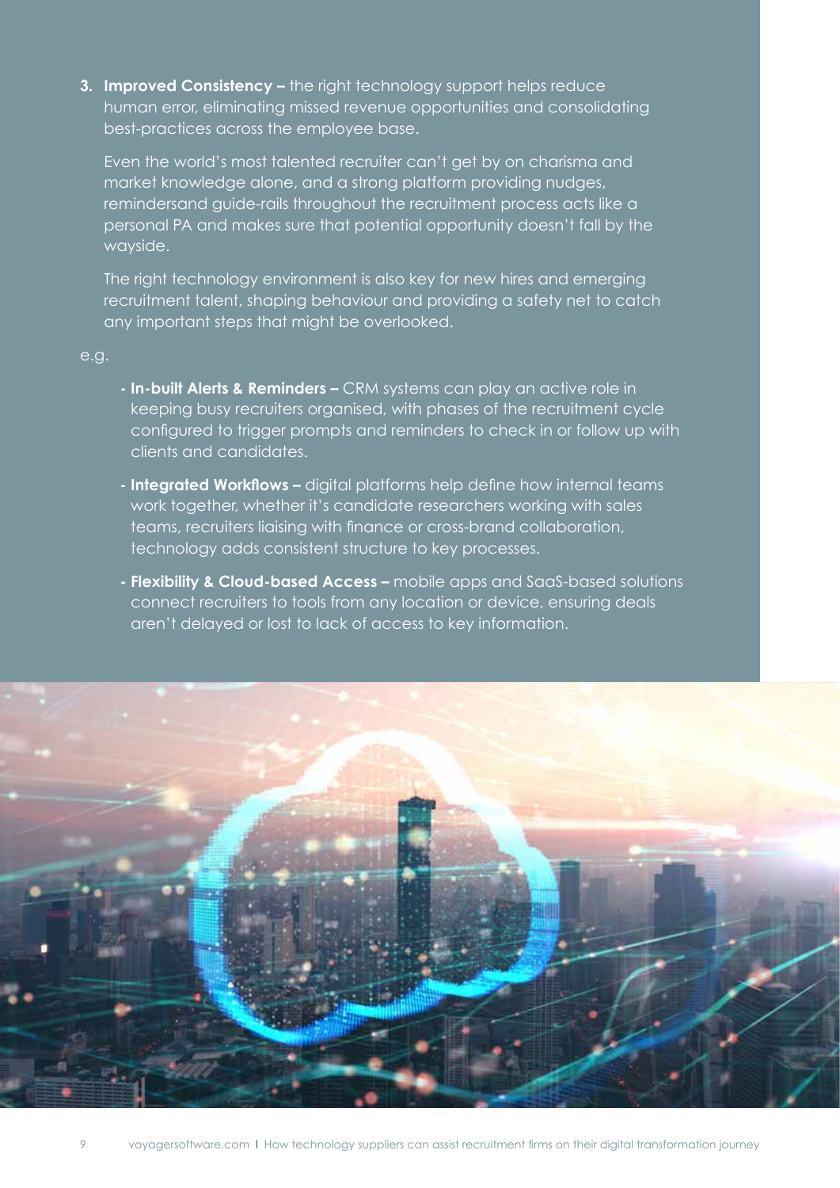3. **Improved Consistency –** the right technology support helps reduce human error, eliminating missed revenue opportunities and consolidating best-practices across the employee base.

   Even the world's most talented recruiter can't get by on charisma and market knowledge alone, and a strong platform providing nudges, remindersand guide-rails throughout the recruitment process acts like a personal PA and makes sure that potential opportunity doesn't fall by the wayside.

   The right technology environment is also key for new hires and emerging recruitment talent, shaping behaviour and providing a safety net to catch any important steps that might be overlooked.

e.g.

- **In-built Alerts & Reminders –** CRM systems can play an active role in keeping busy recruiters organised, with phases of the recruitment cycle configured to trigger prompts and reminders to check in or follow up with clients and candidates.
- **Integrated Workflows –** digital platforms help define how internal teams work together, whether it's candidate researchers working with sales teams, recruiters liaising with finance or cross-brand collaboration, technology adds consistent structure to key processes.
- **Flexibility & Cloud-based Access –** mobile apps and SaaS-based solutions connect recruiters to tools from any location or device, ensuring deals aren't delayed or lost to lack of access to key information.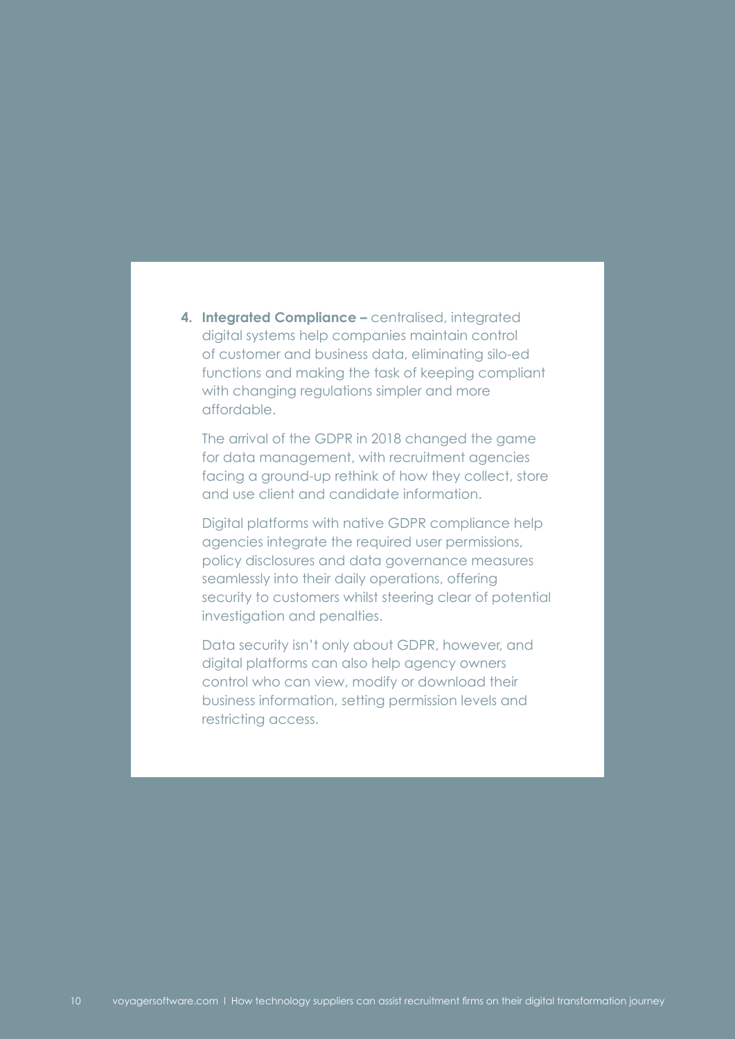4. **Integrated Compliance –** centralised, integrated digital systems help companies maintain control of customer and business data, eliminating silo-ed functions and making the task of keeping compliant with changing regulations simpler and more affordable.

   The arrival of the GDPR in 2018 changed the game for data management, with recruitment agencies facing a ground-up rethink of how they collect, store and use client and candidate information.

   Digital platforms with native GDPR compliance help agencies integrate the required user permissions, policy disclosures and data governance measures seamlessly into their daily operations, offering security to customers whilst steering clear of potential investigation and penalties.

   Data security isn't only about GDPR, however, and digital platforms can also help agency owners control who can view, modify or download their business information, setting permission levels and restricting access.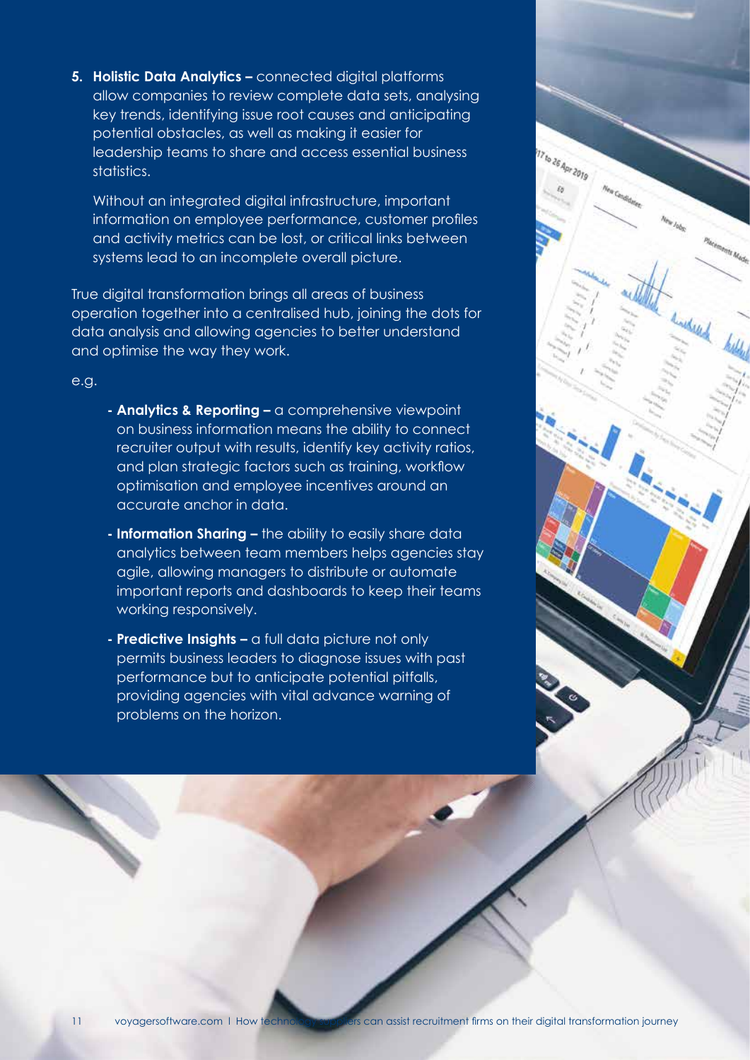5. **Holistic Data Analytics –** connected digital platforms allow companies to review complete data sets, analysing key trends, identifying issue root causes and anticipating potential obstacles, as well as making it easier for leadership teams to share and access essential business statistics.

   Without an integrated digital infrastructure, important information on employee performance, customer profiles and activity metrics can be lost, or critical links between systems lead to an incomplete overall picture.

True digital transformation brings all areas of business operation together into a centralised hub, joining the dots for data analysis and allowing agencies to better understand and optimise the way they work.

e.g.

- **Analytics & Reporting –** a comprehensive viewpoint on business information means the ability to connect recruiter output with results, identify key activity ratios, and plan strategic factors such as training, workflow optimisation and employee incentives around an accurate anchor in data.
- **Information Sharing –** the ability to easily share data analytics between team members helps agencies stay agile, allowing managers to distribute or automate important reports and dashboards to keep their teams working responsively.
- **Predictive Insights –** a full data picture not only permits business leaders to diagnose issues with past performance but to anticipate potential pitfalls, providing agencies with vital advance warning of problems on the horizon.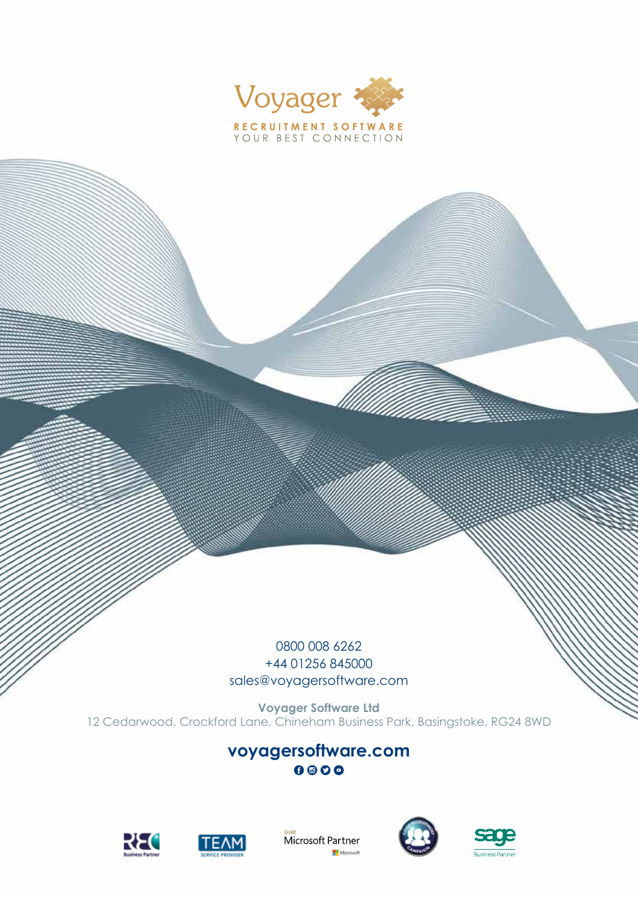Voyager

RECRUITMENT SOFTWARE
YOUR BEST CONNECTION

0800 008 6262
+44 01256 845000
sales@voyagersoftware.com

**Voyager Software Ltd**
12 Cedarwood, Crockford Lane, Chineham Business Park, Basingstoke, RG24 8WD

**voyagersoftware.com**

REC Business Partner

TEAM SERVICE PROVIDER

Gold Microsoft Partner

Good Recruitment Campaign

sage Business Partner